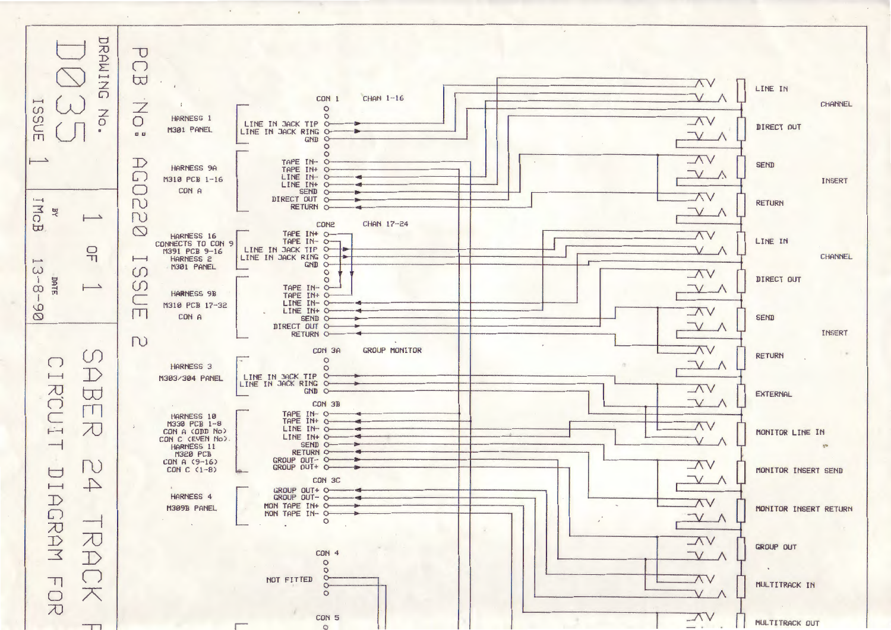# SABER 24 TRACK F... CIRCUIT DIAGRAM FOR

PCB No: AG0220 ISSUE 2

DRAWING No. D035 ISSUE 1

1 OF 1

BY IMcB

DATE 13-8-90

| Harness | Connector | Signals |
|---|---|---|
| HARNESS 1<br>M301 PANEL | CON 1 (CHAN 1-16) | LINE IN JACK TIP<br>LINE IN JACK RING<br>GND |
| HARNESS 9A<br>M310 PCB 1-16<br>CON A | | TAPE IN-<br>TAPE IN+<br>LINE IN-<br>LINE IN+<br>SEND<br>DIRECT OUT<br>RETURN |
| HARNESS 16<br>CONNECTS TO CON 9<br>M391 PCB 9-16<br>HARNESS 2<br>M301 PANEL | CON2 (CHAN 17-24) | TAPE IN+<br>TAPE IN-<br>LINE IN JACK TIP<br>LINE IN JACK RING<br>GND |
| HARNESS 9B<br>M310 PCB 17-32<br>CON A | | TAPE IN-<br>TAPE IN+<br>LINE IN-<br>LINE IN+<br>SEND<br>DIRECT OUT<br>RETURN |
| HARNESS 3<br>M303/304 PANEL | CON 3A (GROUP MONITOR) | LINE IN JACK TIP<br>LINE IN JACK RING<br>GND |
| HARNESS 10<br>M330 PCB 1-8<br>CON A (ODD No)<br>CON C (EVEN No)<br>HARNESS 11<br>M320 PCB<br>CON A (9-16)<br>CON C (1-8) | CON 3B | TAPE IN-<br>TAPE IN+<br>LINE IN-<br>LINE IN+<br>SEND<br>RETURN<br>GROUP OUT-<br>GROUP OUT+ |
| HARNESS 4<br>M309B PANEL | CON 3C | GROUP OUT+<br>GROUP OUT-<br>MON TAPE IN+<br>MON TAPE IN- |
| NOT FITTED | CON 4 | |
| | CON 5 | |

Jack field:

- CHANNEL: LINE IN, DIRECT OUT
- INSERT: SEND, RETURN
- CHANNEL: LINE IN, DIRECT OUT
- INSERT: SEND, RETURN
- EXTERNAL
- MONITOR LINE IN
- MONITOR INSERT SEND
- MONITOR INSERT RETURN
- GROUP OUT
- MULTITRACK IN
- MULTITRACK OUT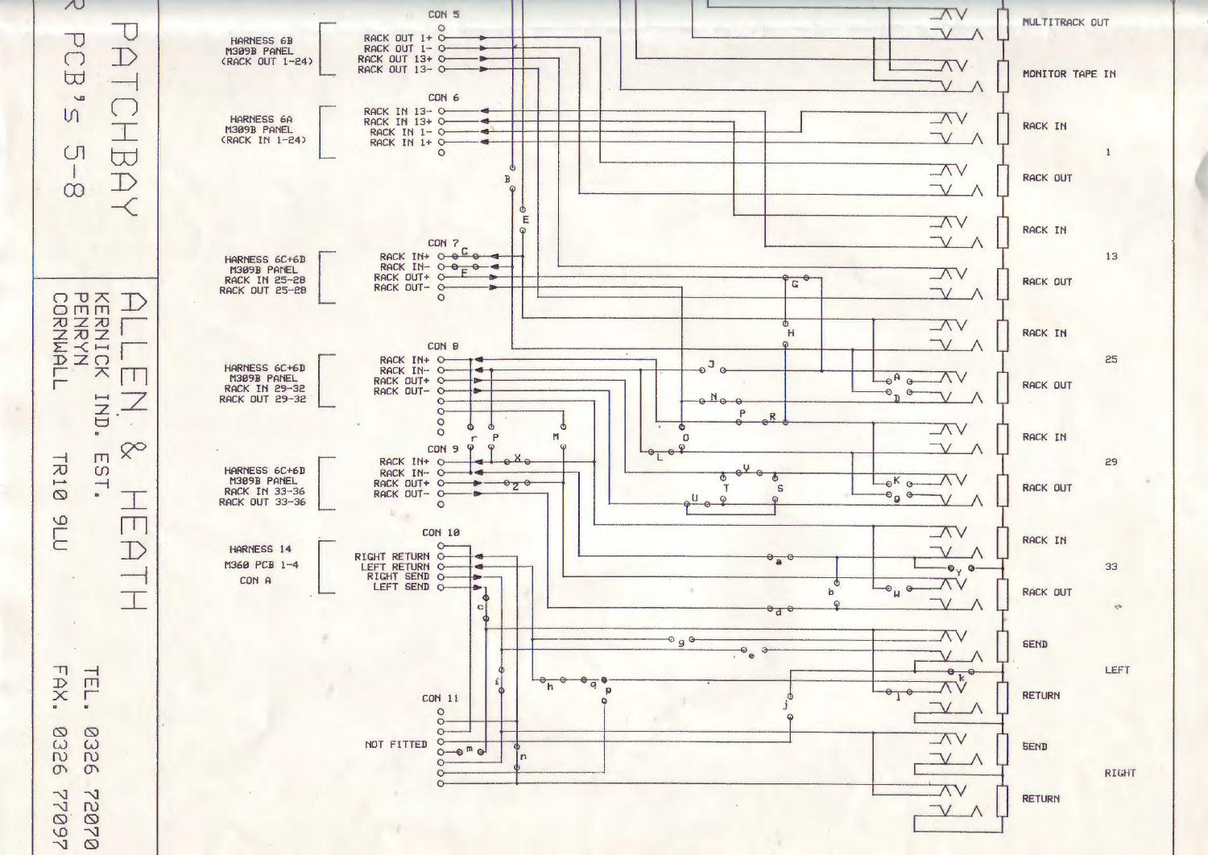# PATCHBAY PCB's 5-8

**ALLEN & HEATH**
KERNICK IND. EST.
PENRYN
CORNWALL
TR10 9LU

TEL. 0326 72070
FAX. 0326 77097

| Harness | Connector | Signals |
|---|---|---|
| HARNESS 6B M309B PANEL (RACK OUT 1-24) | CON 5 | RACK OUT 1+, RACK OUT 1-, RACK OUT 13+, RACK OUT 13- |
| HARNESS 6A M309B PANEL (RACK IN 1-24) | CON 6 | RACK IN 13-, RACK IN 13+, RACK IN 1-, RACK IN 1+ |
| HARNESS 6C+6D M309B PANEL RACK IN 25-28 RACK OUT 25-28 | CON 7 | RACK IN+, RACK IN-, RACK OUT+, RACK OUT- |
| HARNESS 6C+6D M309B PANEL RACK IN 29-32 RACK OUT 29-32 | CON 8 | RACK IN+, RACK IN-, RACK OUT+, RACK OUT- |
| HARNESS 6C+6D M309B PANEL RACK IN 33-36 RACK OUT 33-36 | CON 9 | RACK IN+, RACK IN-, RACK OUT+, RACK OUT- |
| HARNESS 14 M360 PCB 1-4 CON A | CON 10 | RIGHT RETURN, LEFT RETURN, RIGHT SEND, LEFT SEND |
| NOT FITTED | CON 11 | |

Jacks (top to bottom):

- MULTITRACK OUT
- MONITOR TAPE IN
- RACK IN — 1
- RACK OUT
- RACK IN — 13
- RACK OUT
- RACK IN — 25
- RACK OUT
- RACK IN — 29
- RACK OUT
- RACK IN — 33
- RACK OUT
- SEND — LEFT
- RETURN
- SEND — RIGHT
- RETURN

Links: A, B, C, D, E, F, G, H, J, K, L, M, N, O, P, R, S, T, U, V, W, X, Y, Z, a, b, c, d, e, f, g, h, j, k, l, m, n, p, q, r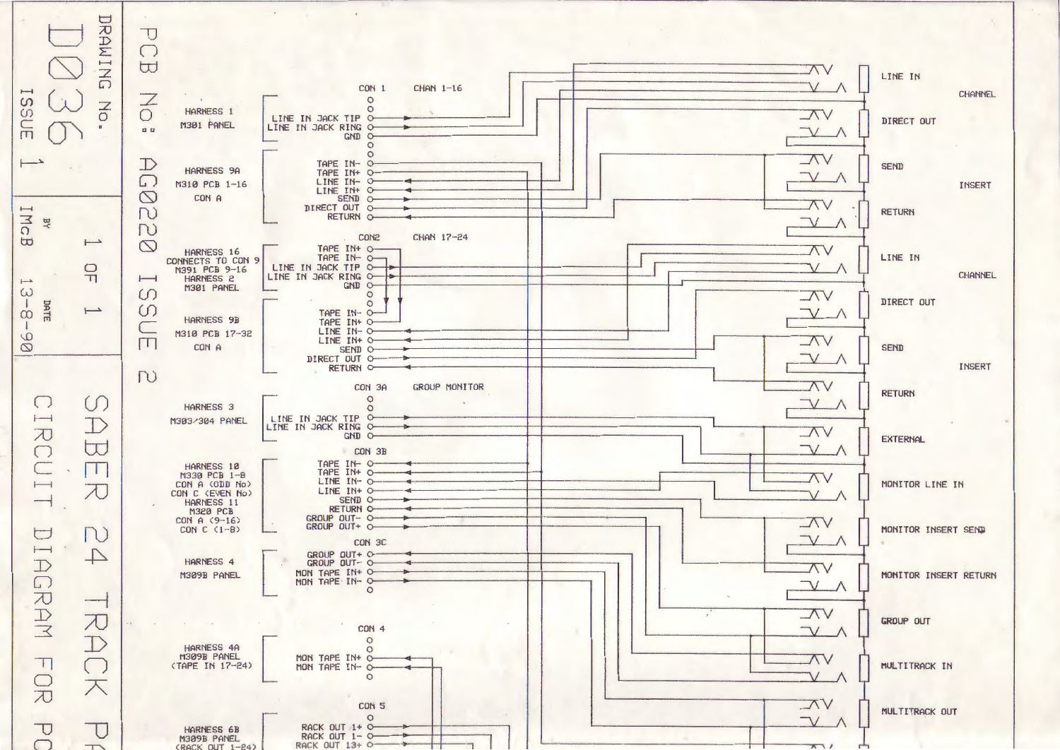DRAWING No. D036 ISSUE 1

BY IMcB

DATE 13-8-90

1 OF 1

PCB No: AG0220 ISSUE 2

SABER 24 TRACK PA...

CIRCUIT DIAGRAM FOR PC...

**CON 1** — CHAN 1-16

HARNESS 1
M301 PANEL

- LINE IN JACK TIP
- LINE IN JACK RING
- GND

HARNESS 9A
M310 PCB 1-16
CON A

- TAPE IN-
- TAPE IN+
- LINE IN-
- LINE IN+
- SEND
- DIRECT OUT
- RETURN

**CON2** — CHAN 17-24

HARNESS 16
CONNECTS TO CON 9
M391 PCB 9-16
HARNESS 2
M301 PANEL

- TAPE IN+
- TAPE IN-
- LINE IN JACK TIP
- LINE IN JACK RING
- GND

HARNESS 9B
M310 PCB 17-32
CON A

- TAPE IN-
- TAPE IN+
- LINE IN-
- LINE IN+
- SEND
- DIRECT OUT
- RETURN

**CON 3A** — GROUP MONITOR

HARNESS 3
M303/304 PANEL

- LINE IN JACK TIP
- LINE IN JACK RING
- GND

**CON 3B**

HARNESS 10
M330 PCB 1-8
CON A (ODD No)
CON C (EVEN No)
HARNESS 11
M320 PCB
CON A (9-16)
CON C (1-8)

- TAPE IN-
- TAPE IN+
- LINE IN-
- LINE IN+
- SEND
- RETURN
- GROUP OUT-
- GROUP OUT+

**CON 3C**

HARNESS 4
M309B PANEL

- GROUP OUT+
- GROUP OUT-
- MON TAPE IN+
- MON TAPE IN-

**CON 4**

HARNESS 4A
M309B PANEL
(TAPE IN 17-24)

- MON TAPE IN+
- MON TAPE IN-

**CON 5**

HARNESS 6B
M309B PANEL
(RACK OUT 1-24)

- RACK OUT 1+
- RACK OUT 1-
- RACK OUT 13+

CHANNEL

- LINE IN
- DIRECT OUT

INSERT

- SEND
- RETURN

CHANNEL

- LINE IN
- DIRECT OUT

INSERT

- SEND
- RETURN

- EXTERNAL
- MONITOR LINE IN
- MONITOR INSERT SEND
- MONITOR INSERT RETURN
- GROUP OUT
- MULTITRACK IN
- MULTITRACK OUT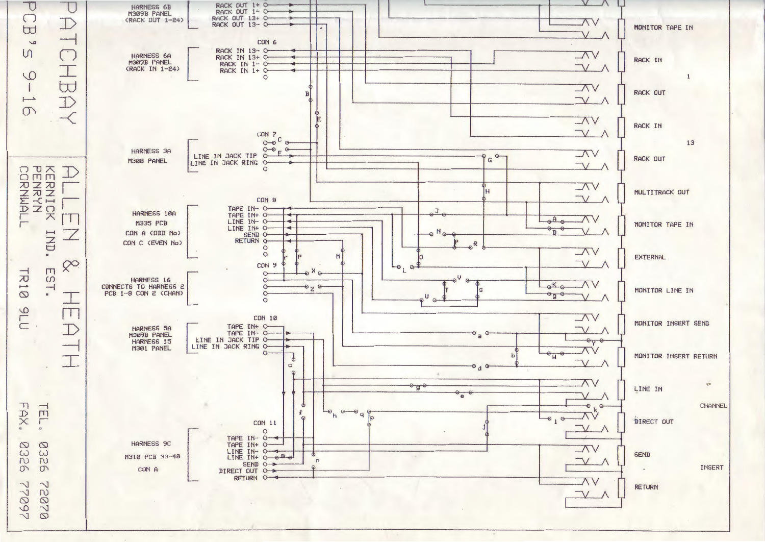PATCHBAY

PCB'S 9-16

ALLEN & HEATH

KERNICK IND. EST.
PENRYN
CORNWALL

TR10 9LU

TEL. 0326 72070
FAX. 0326 77097

HARNESS 6B
M309B PANEL
(RACK OUT 1-24)

RACK OUT 1+
RACK OUT 1-
RACK OUT 13+
RACK OUT 13-

CON 6

HARNESS 6A
M309B PANEL
(RACK IN 1-24)

RACK IN 13-
RACK IN 13+
RACK IN 1-
RACK IN 1+

CON 7

HARNESS 3A
M308 PANEL

LINE IN JACK TIP
LINE IN JACK RING

CON 8

HARNESS 10A
M335 PCB
CON A (ODD No)
CON C (EVEN No)

TAPE IN-
TAPE IN+
LINE IN-
LINE IN+
SEND
RETURN

CON 9

HARNESS 16
CONNECTS TO HARNESS 2
PCB 1-8 CON 2 (CHAN)

CON 10

HARNESS 5A
M309B PANEL
HARNESS 15
M301 PANEL

TAPE IN+
TAPE IN-
LINE IN JACK TIP
LINE IN JACK RING

CON 11

HARNESS 9C
M310 PCB 33-40
CON A

TAPE IN-
TAPE IN+
LINE IN-
LINE IN+
SEND
DIRECT OUT
RETURN

MONITOR TAPE IN

RACK IN

1

RACK OUT

RACK IN

13

RACK OUT

MULTITRACK OUT

MONITOR TAPE IN

EXTERNAL

MONITOR LINE IN

MONITOR INSERT SEND

MONITOR INSERT RETURN

LINE IN

CHANNEL

DIRECT OUT

SEND

INSERT

RETURN